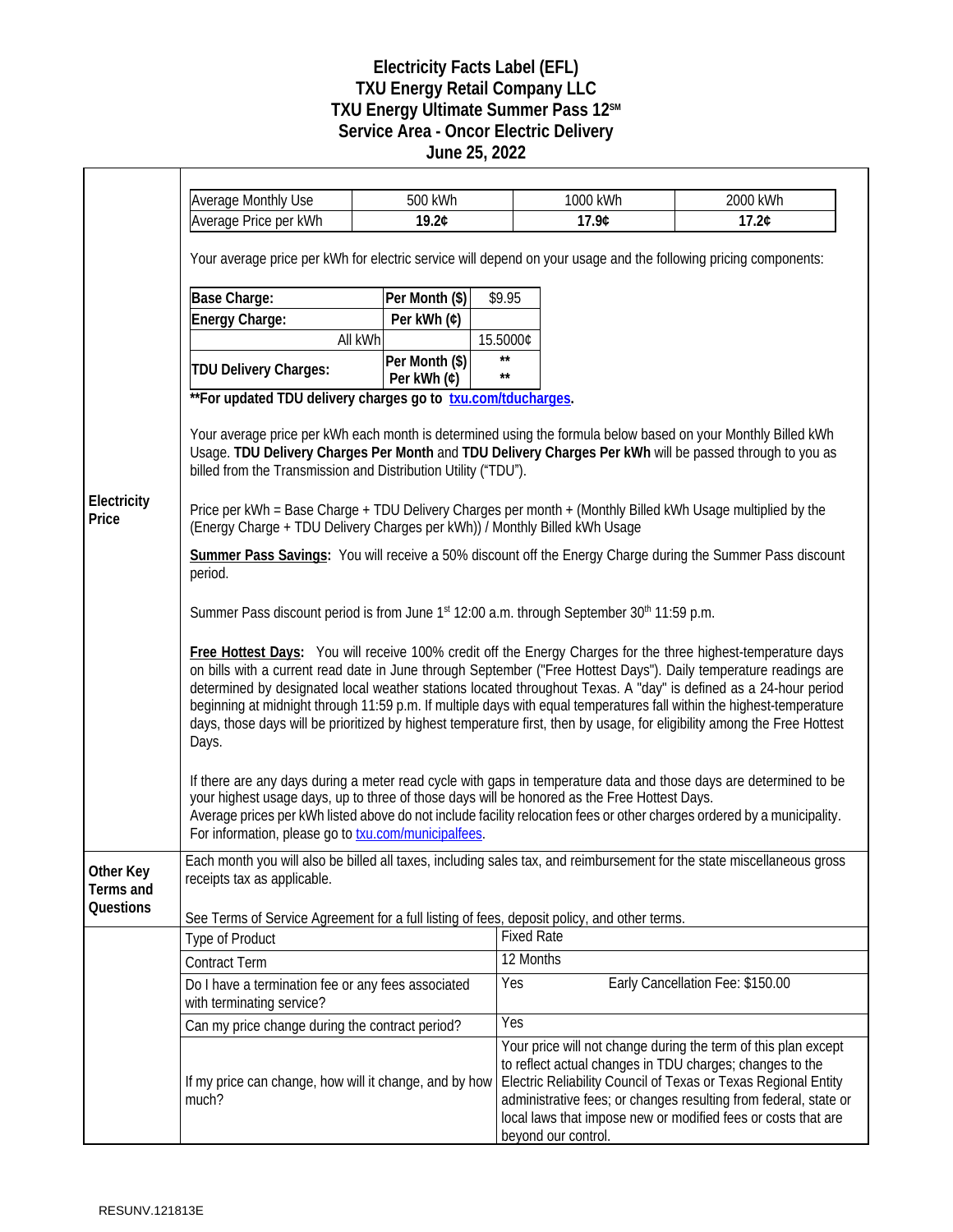# Electricity Facts Label (EFL)
## TXU Energy Retail Company LLC
## TXU Energy Ultimate Summer Pass 12℠
## Service Area - Oncor Electric Delivery
## June 25, 2022

### Electricity Price

| Average Monthly Use | 500 kWh | 1000 kWh | 2000 kWh |
|---|---|---|---|
| Average Price per kWh | **19.2¢** | **17.9¢** | **17.2¢** |

Your average price per kWh for electric service will depend on your usage and the following pricing components:

| **Base Charge:** | **Per Month ($)** | $9.95 |
|---|---|---|
| **Energy Charge:** | **Per kWh (¢)** | |
| All kWh | | 15.5000¢ |
| **TDU Delivery Charges:** | **Per Month ($)** | ** |
| | **Per kWh (¢)** | ** |

****For updated TDU delivery charges go to [txu.com/tducharges](txu.com/tducharges).**

Your average price per kWh each month is determined using the formula below based on your Monthly Billed kWh Usage. **TDU Delivery Charges Per Month** and **TDU Delivery Charges Per kWh** will be passed through to you as billed from the Transmission and Distribution Utility ("TDU").

Price per kWh = Base Charge + TDU Delivery Charges per month + (Monthly Billed kWh Usage multiplied by the (Energy Charge + TDU Delivery Charges per kWh)) / Monthly Billed kWh Usage

**Summer Pass Savings:** You will receive a 50% discount off the Energy Charge during the Summer Pass discount period.

Summer Pass discount period is from June 1st 12:00 a.m. through September 30th 11:59 p.m.

**Free Hottest Days:** You will receive 100% credit off the Energy Charges for the three highest-temperature days on bills with a current read date in June through September ("Free Hottest Days"). Daily temperature readings are determined by designated local weather stations located throughout Texas. A "day" is defined as a 24-hour period beginning at midnight through 11:59 p.m. If multiple days with equal temperatures fall within the highest-temperature days, those days will be prioritized by highest temperature first, then by usage, for eligibility among the Free Hottest Days.

If there are any days during a meter read cycle with gaps in temperature data and those days are determined to be your highest usage days, up to three of those days will be honored as the Free Hottest Days.
Average prices per kWh listed above do not include facility relocation fees or other charges ordered by a municipality. For information, please go to [txu.com/municipalfees](txu.com/municipalfees).

### Other Key Terms and Questions

Each month you will also be billed all taxes, including sales tax, and reimbursement for the state miscellaneous gross receipts tax as applicable.

See Terms of Service Agreement for a full listing of fees, deposit policy, and other terms.

| | |
|---|---|
| Type of Product | Fixed Rate |
| Contract Term | 12 Months |
| Do I have a termination fee or any fees associated with terminating service? | Yes — Early Cancellation Fee: $150.00 |
| Can my price change during the contract period? | Yes |
| If my price can change, how will it change, and by how much? | Your price will not change during the term of this plan except to reflect actual changes in TDU charges; changes to the Electric Reliability Council of Texas or Texas Regional Entity administrative fees; or changes resulting from federal, state or local laws that impose new or modified fees or costs that are beyond our control. |

RESUNV.121813E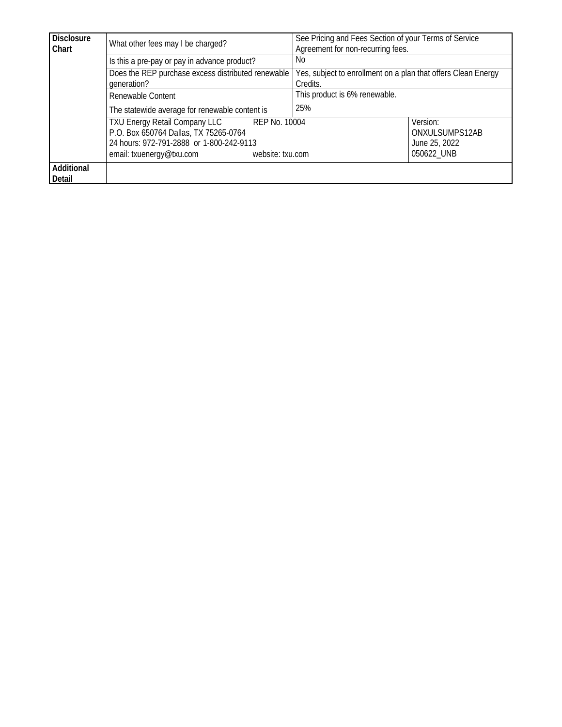| | | |
|---|---|---|
| **Disclosure Chart** | What other fees may I be charged? | See Pricing and Fees Section of your Terms of Service Agreement for non-recurring fees. |
| | Is this a pre-pay or pay in advance product? | No |
| | Does the REP purchase excess distributed renewable generation? | Yes, subject to enrollment on a plan that offers Clean Energy Credits. |
| | Renewable Content | This product is 6% renewable. |
| | The statewide average for renewable content is | 25% |
| | TXU Energy Retail Company LLC REP No. 10004<br>P.O. Box 650764 Dallas, TX 75265-0764<br>24 hours: 972-791-2888 or 1-800-242-9113<br>email: txuenergy@txu.com website: txu.com | Version:<br>ONXULSUMPS12AB<br>June 25, 2022<br>050622_UNB |
| **Additional Detail** | | |